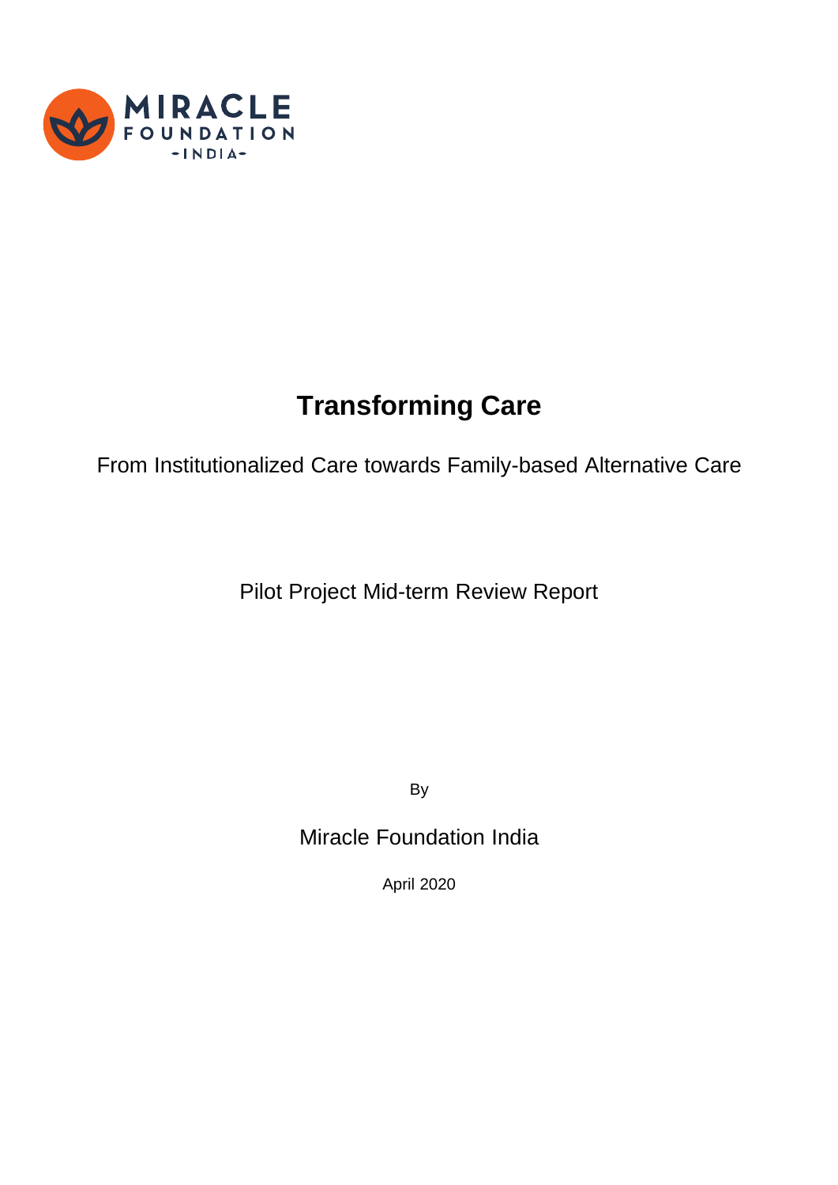MIRACLE FOUNDATION -INDIA-

# Transforming Care

From Institutionalized Care towards Family-based Alternative Care

Pilot Project Mid-term Review Report

By

Miracle Foundation India

April 2020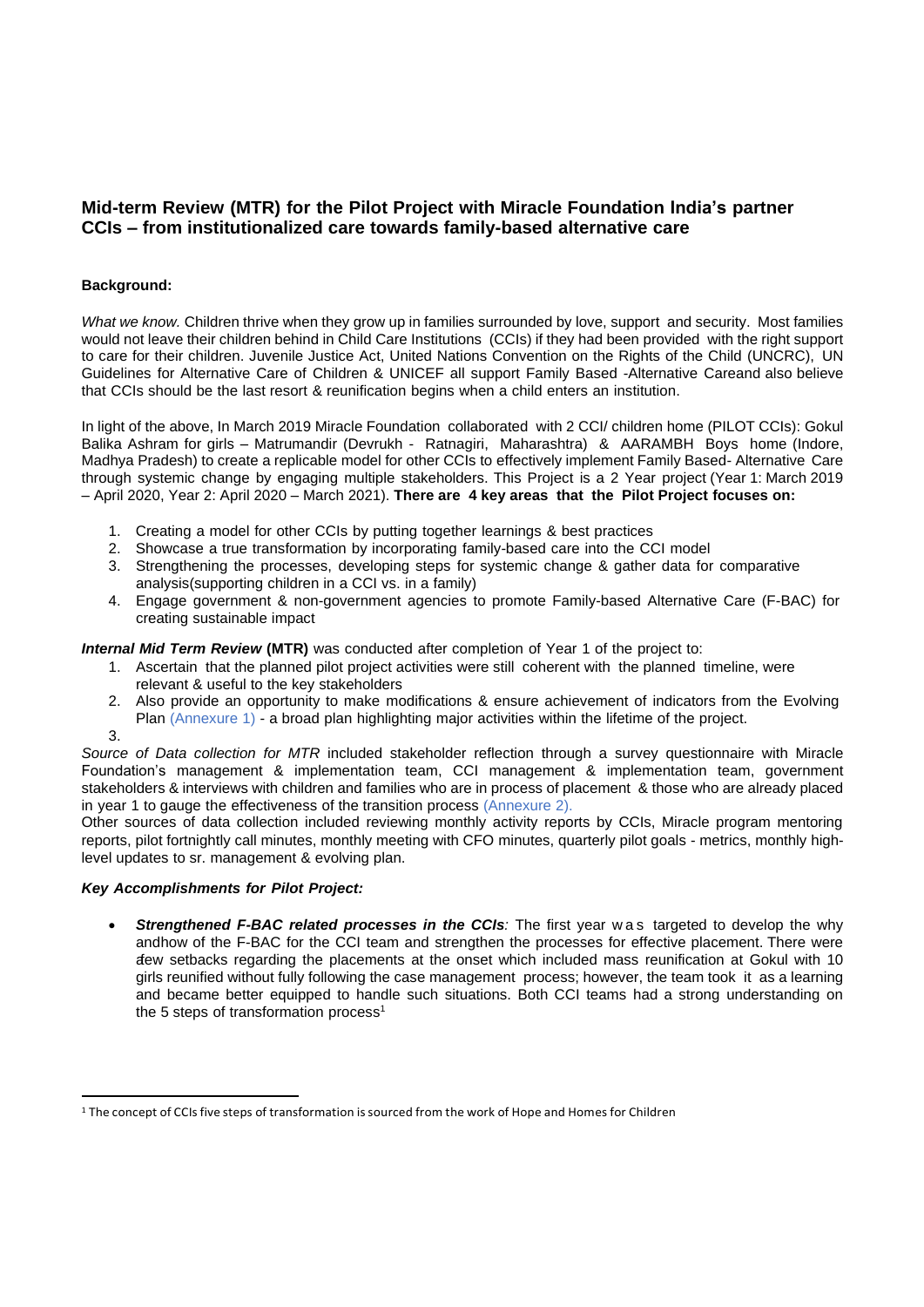# Mid-term Review (MTR) for the Pilot Project with Miracle Foundation India's partner CCIs – from institutionalized care towards family-based alternative care

**Background:**

*What we know.* Children thrive when they grow up in families surrounded by love, support and security. Most families would not leave their children behind in Child Care Institutions (CCIs) if they had been provided with the right support to care for their children. Juvenile Justice Act, United Nations Convention on the Rights of the Child (UNCRC), UN Guidelines for Alternative Care of Children & UNICEF all support Family Based -Alternative Careand also believe that CCIs should be the last resort & reunification begins when a child enters an institution.

In light of the above, In March 2019 Miracle Foundation collaborated with 2 CCI/ children home (PILOT CCIs): Gokul Balika Ashram for girls – Matrumandir (Devrukh - Ratnagiri, Maharashtra) & AARAMBH Boys home (Indore, Madhya Pradesh) to create a replicable model for other CCIs to effectively implement Family Based- Alternative Care through systemic change by engaging multiple stakeholders. This Project is a 2 Year project (Year 1: March 2019 – April 2020, Year 2: April 2020 – March 2021). **There are 4 key areas that the Pilot Project focuses on:**

1. Creating a model for other CCIs by putting together learnings & best practices
2. Showcase a true transformation by incorporating family-based care into the CCI model
3. Strengthening the processes, developing steps for systemic change & gather data for comparative analysis(supporting children in a CCI vs. in a family)
4. Engage government & non-government agencies to promote Family-based Alternative Care (F-BAC) for creating sustainable impact

***Internal Mid Term Review* (MTR)** was conducted after completion of Year 1 of the project to:

1. Ascertain that the planned pilot project activities were still coherent with the planned timeline, were relevant & useful to the key stakeholders
2. Also provide an opportunity to make modifications & ensure achievement of indicators from the Evolving Plan (Annexure 1) - a broad plan highlighting major activities within the lifetime of the project.
3.

*Source of Data collection for MTR* included stakeholder reflection through a survey questionnaire with Miracle Foundation's management & implementation team, CCI management & implementation team, government stakeholders & interviews with children and families who are in process of placement & those who are already placed in year 1 to gauge the effectiveness of the transition process (Annexure 2).

Other sources of data collection included reviewing monthly activity reports by CCIs, Miracle program mentoring reports, pilot fortnightly call minutes, monthly meeting with CFO minutes, quarterly pilot goals - metrics, monthly high-level updates to sr. management & evolving plan.

***Key Accomplishments for Pilot Project:***

- ***Strengthened F-BAC related processes in the CCIs:*** The first year was targeted to develop the why andhow of the F-BAC for the CCI team and strengthen the processes for effective placement. There were a few setbacks regarding the placements at the onset which included mass reunification at Gokul with 10 girls reunified without fully following the case management process; however, the team took it as a learning and became better equipped to handle such situations. Both CCI teams had a strong understanding on the 5 steps of transformation process[1]

[1] The concept of CCIs five steps of transformation is sourced from the work of Hope and Homes for Children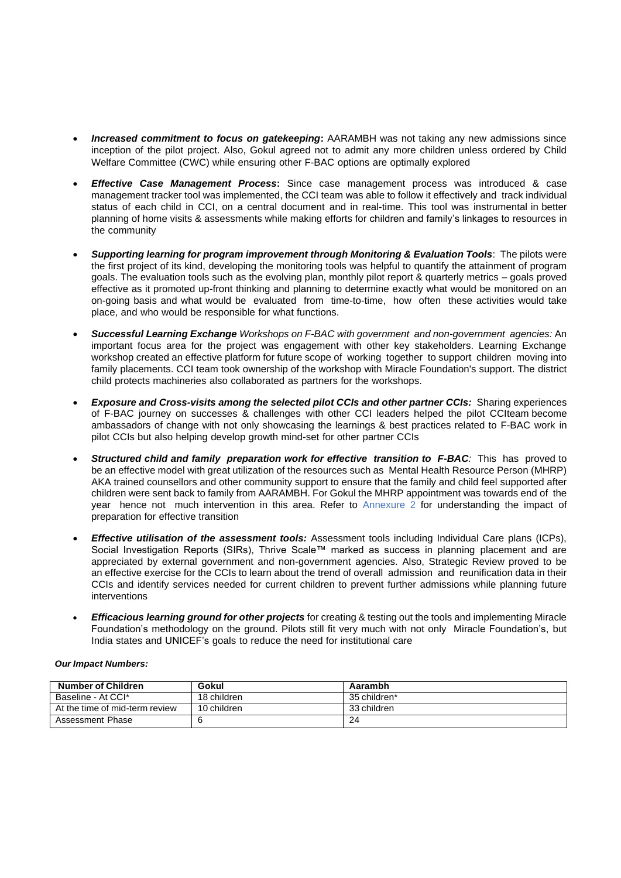- ***Increased commitment to focus on gatekeeping*:** AARAMBH was not taking any new admissions since inception of the pilot project. Also, Gokul agreed not to admit any more children unless ordered by Child Welfare Committee (CWC) while ensuring other F-BAC options are optimally explored

- ***Effective Case Management Process*:** Since case management process was introduced & case management tracker tool was implemented, the CCI team was able to follow it effectively and track individual status of each child in CCI, on a central document and in real-time. This tool was instrumental in better planning of home visits & assessments while making efforts for children and family's linkages to resources in the community

- ***Supporting learning for program improvement through Monitoring & Evaluation Tools***: The pilots were the first project of its kind, developing the monitoring tools was helpful to quantify the attainment of program goals. The evaluation tools such as the evolving plan, monthly pilot report & quarterly metrics – goals proved effective as it promoted up-front thinking and planning to determine exactly what would be monitored on an on-going basis and what would be evaluated from time-to-time, how often these activities would take place, and who would be responsible for what functions.

- ***Successful Learning Exchange** Workshops on F-BAC with government and non-government agencies:* An important focus area for the project was engagement with other key stakeholders. Learning Exchange workshop created an effective platform for future scope of working together to support children moving into family placements. CCI team took ownership of the workshop with Miracle Foundation's support. The district child protects machineries also collaborated as partners for the workshops.

- ***Exposure and Cross-visits among the selected pilot CCIs and other partner CCIs:*** Sharing experiences of F-BAC journey on successes & challenges with other CCI leaders helped the pilot CCIteam become ambassadors of change with not only showcasing the learnings & best practices related to F-BAC work in pilot CCIs but also helping develop growth mind-set for other partner CCIs

- ***Structured child and family preparation work for effective transition to F-BAC**:* This has proved to be an effective model with great utilization of the resources such as Mental Health Resource Person (MHRP) AKA trained counsellors and other community support to ensure that the family and child feel supported after children were sent back to family from AARAMBH. For Gokul the MHRP appointment was towards end of the year hence not much intervention in this area. Refer to Annexure 2 for understanding the impact of preparation for effective transition

- ***Effective utilisation of the assessment tools:*** Assessment tools including Individual Care plans (ICPs), Social Investigation Reports (SIRs), Thrive Scale™ marked as success in planning placement and are appreciated by external government and non-government agencies. Also, Strategic Review proved to be an effective exercise for the CCIs to learn about the trend of overall admission and reunification data in their CCIs and identify services needed for current children to prevent further admissions while planning future interventions

- ***Efficacious learning ground for other projects*** for creating & testing out the tools and implementing Miracle Foundation's methodology on the ground. Pilots still fit very much with not only Miracle Foundation's, but India states and UNICEF's goals to reduce the need for institutional care

***Our Impact Numbers:***

| **Number of Children** | **Gokul** | **Aarambh** |
|---|---|---|
| Baseline - At CCI* | 18 children | 35 children* |
| At the time of mid-term review | 10 children | 33 children |
| Assessment Phase | 6 | 24 |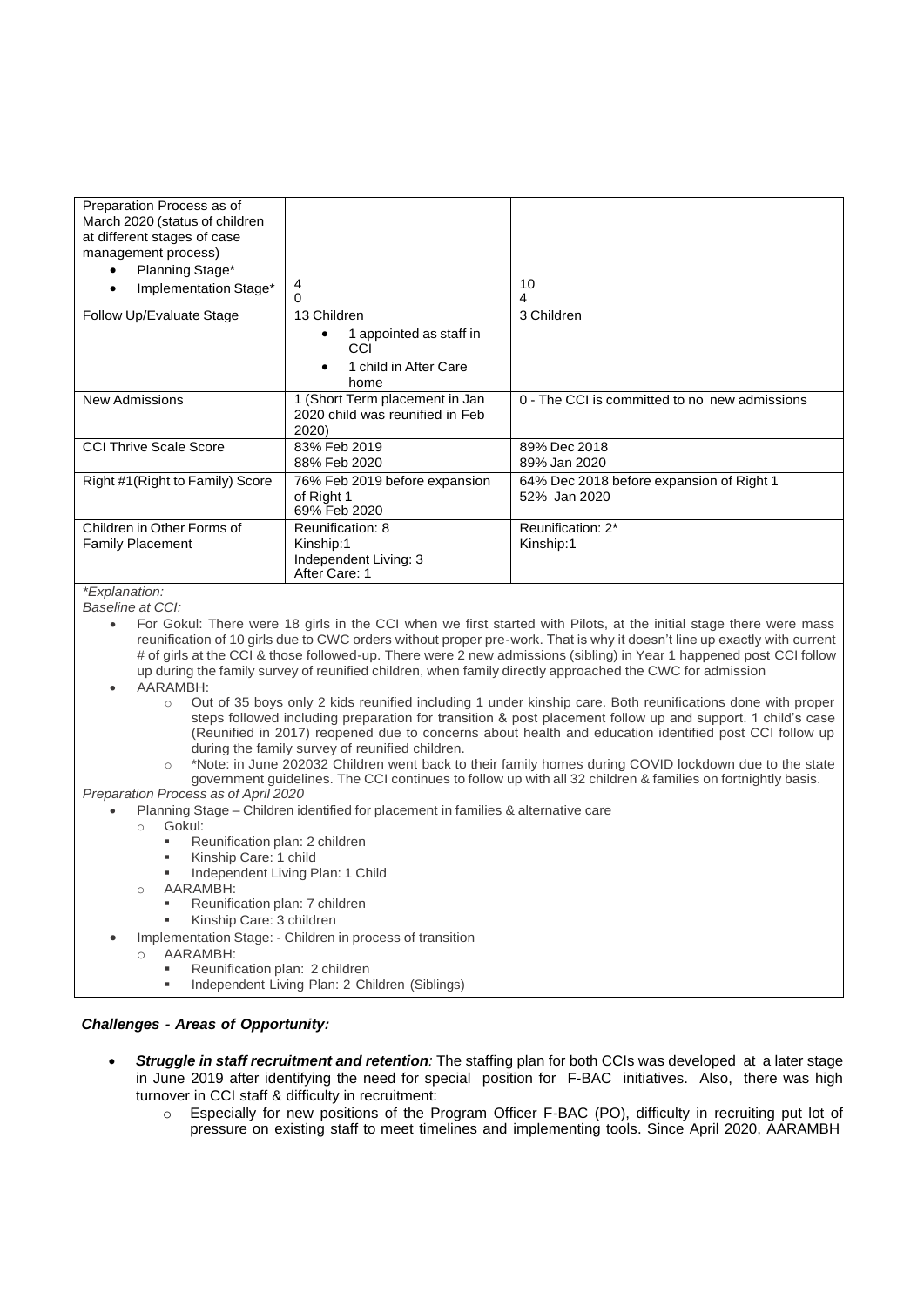| Preparation Process as of March 2020 (status of children at different stages of case management process)<br>• Planning Stage*<br>• Implementation Stage* | <br><br><br><br>4<br>0 | <br><br><br><br>10<br>4 |
|---|---|---|
| Follow Up/Evaluate Stage | 13 Children<br>• 1 appointed as staff in CCI<br>• 1 child in After Care home | 3 Children |
| New Admissions | 1 (Short Term placement in Jan 2020 child was reunified in Feb 2020) | 0 - The CCI is committed to no new admissions |
| CCI Thrive Scale Score | 83% Feb 2019<br>88% Feb 2020 | 89% Dec 2018<br>89% Jan 2020 |
| Right #1(Right to Family) Score | 76% Feb 2019 before expansion of Right 1<br>69% Feb 2020 | 64% Dec 2018 before expansion of Right 1<br>52% Jan 2020 |
| Children in Other Forms of Family Placement | Reunification: 8<br>Kinship:1<br>Independent Living: 3<br>After Care: 1 | Reunification: 2*<br>Kinship:1 |

*Explanation:*

*Baseline at CCI:*

- For Gokul: There were 18 girls in the CCI when we first started with Pilots, at the initial stage there were mass reunification of 10 girls due to CWC orders without proper pre-work. That is why it doesn't line up exactly with current # of girls at the CCI & those followed-up. There were 2 new admissions (sibling) in Year 1 happened post CCI follow up during the family survey of reunified children, when family directly approached the CWC for admission
- AARAMBH:
  - Out of 35 boys only 2 kids reunified including 1 under kinship care. Both reunifications done with proper steps followed including preparation for transition & post placement follow up and support. 1 child's case (Reunified in 2017) reopened due to concerns about health and education identified post CCI follow up during the family survey of reunified children.
  - *Note: in June 202032 Children went back to their family homes during COVID lockdown due to the state government guidelines. The CCI continues to follow up with all 32 children & families on fortnightly basis.

*Preparation Process as of April 2020*

- Planning Stage – Children identified for placement in families & alternative care
  - Gokul:
    - Reunification plan: 2 children
    - Kinship Care: 1 child
    - Independent Living Plan: 1 Child
  - AARAMBH:
    - Reunification plan: 7 children
    - Kinship Care: 3 children
- Implementation Stage: - Children in process of transition
  - AARAMBH:
    - Reunification plan: 2 children
    - Independent Living Plan: 2 Children (Siblings)

***Challenges - Areas of Opportunity:***

- ***Struggle in staff recruitment and retention****:* The staffing plan for both CCIs was developed at a later stage in June 2019 after identifying the need for special position for F-BAC initiatives. Also, there was high turnover in CCI staff & difficulty in recruitment:
  - Especially for new positions of the Program Officer F-BAC (PO), difficulty in recruiting put lot of pressure on existing staff to meet timelines and implementing tools. Since April 2020, AARAMBH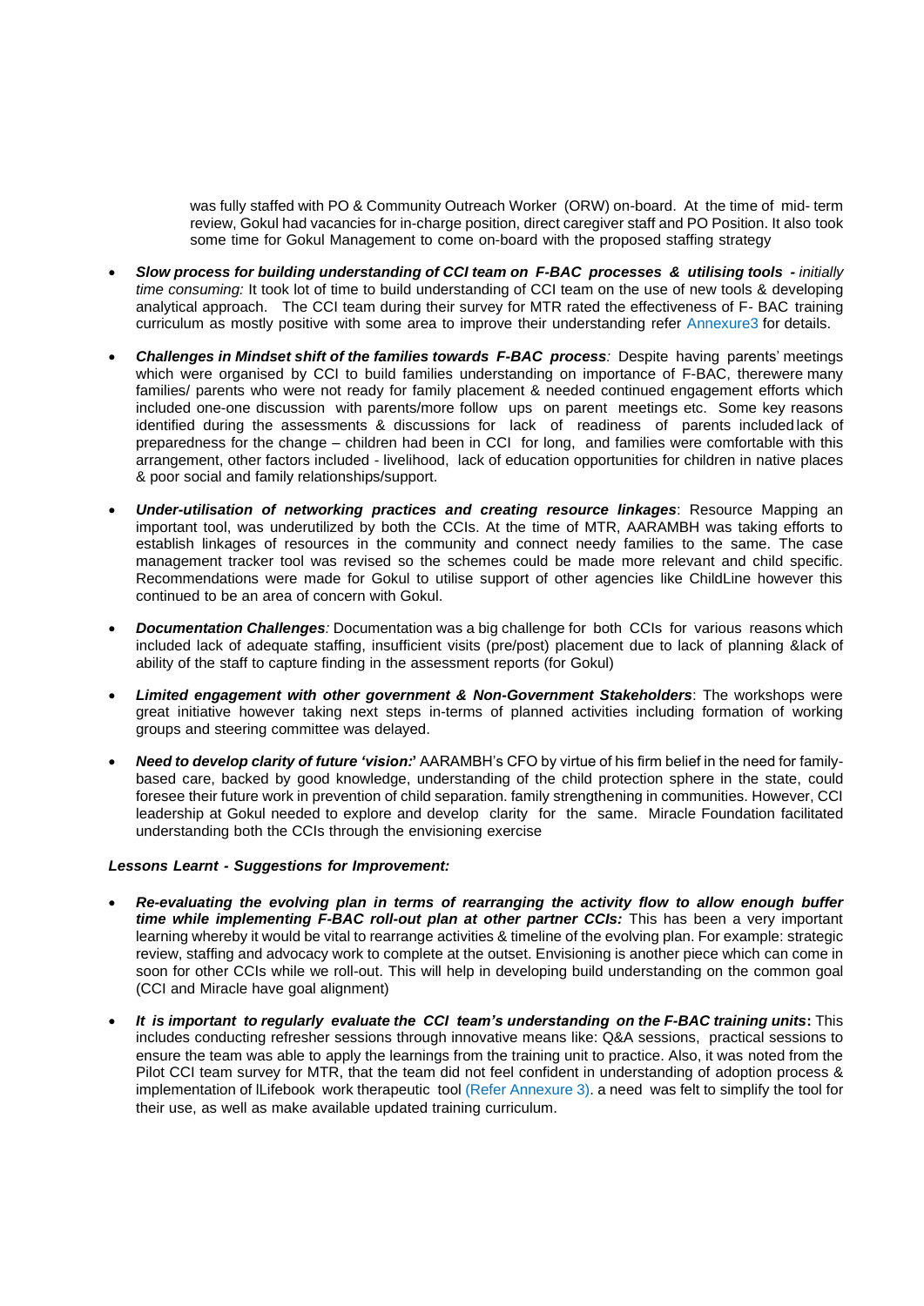was fully staffed with PO & Community Outreach Worker (ORW) on-board. At the time of mid- term review, Gokul had vacancies for in-charge position, direct caregiver staff and PO Position. It also took some time for Gokul Management to come on-board with the proposed staffing strategy

- ***Slow process for building understanding of CCI team on F-BAC processes & utilising tools** - initially time consuming:* It took lot of time to build understanding of CCI team on the use of new tools & developing analytical approach. The CCI team during their survey for MTR rated the effectiveness of F- BAC training curriculum as mostly positive with some area to improve their understanding refer Annexure3 for details.

- ***Challenges in Mindset shift of the families towards F-BAC process**:* Despite having parents' meetings which were organised by CCI to build families understanding on importance of F-BAC, therewere many families/ parents who were not ready for family placement & needed continued engagement efforts which included one-one discussion with parents/more follow ups on parent meetings etc. Some key reasons identified during the assessments & discussions for lack of readiness of parents includedlack of preparedness for the change – children had been in CCI for long, and families were comfortable with this arrangement, other factors included - livelihood, lack of education opportunities for children in native places & poor social and family relationships/support.

- ***Under-utilisation of networking practices and creating resource linkages***: Resource Mapping an important tool, was underutilized by both the CCIs. At the time of MTR, AARAMBH was taking efforts to establish linkages of resources in the community and connect needy families to the same. The case management tracker tool was revised so the schemes could be made more relevant and child specific. Recommendations were made for Gokul to utilise support of other agencies like ChildLine however this continued to be an area of concern with Gokul.

- ***Documentation Challenges**:* Documentation was a big challenge for both CCIs for various reasons which included lack of adequate staffing, insufficient visits (pre/post) placement due to lack of planning &lack of ability of the staff to capture finding in the assessment reports (for Gokul)

- ***Limited engagement with other government & Non-Government Stakeholders***: The workshops were great initiative however taking next steps in-terms of planned activities including formation of working groups and steering committee was delayed.

- ***Need to develop clarity of future 'vision:'*** AARAMBH's CFO by virtue of his firm belief in the need for family-based care, backed by good knowledge, understanding of the child protection sphere in the state, could foresee their future work in prevention of child separation. family strengthening in communities. However, CCI leadership at Gokul needed to explore and develop clarity for the same. Miracle Foundation facilitated understanding both the CCIs through the envisioning exercise

***Lessons Learnt - Suggestions for Improvement:***

- ***Re-evaluating the evolving plan in terms of rearranging the activity flow to allow enough buffer time while implementing F-BAC roll-out plan at other partner CCIs:*** This has been a very important learning whereby it would be vital to rearrange activities & timeline of the evolving plan. For example: strategic review, staffing and advocacy work to complete at the outset. Envisioning is another piece which can come in soon for other CCIs while we roll-out. This will help in developing build understanding on the common goal (CCI and Miracle have goal alignment)

- ***It is important to regularly evaluate the CCI team's understanding on the F-BAC training units*:** This includes conducting refresher sessions through innovative means like: Q&A sessions, practical sessions to ensure the team was able to apply the learnings from the training unit to practice. Also, it was noted from the Pilot CCI team survey for MTR, that the team did not feel confident in understanding of adoption process & implementation of lLifebook work therapeutic tool (Refer Annexure 3). a need was felt to simplify the tool for their use, as well as make available updated training curriculum.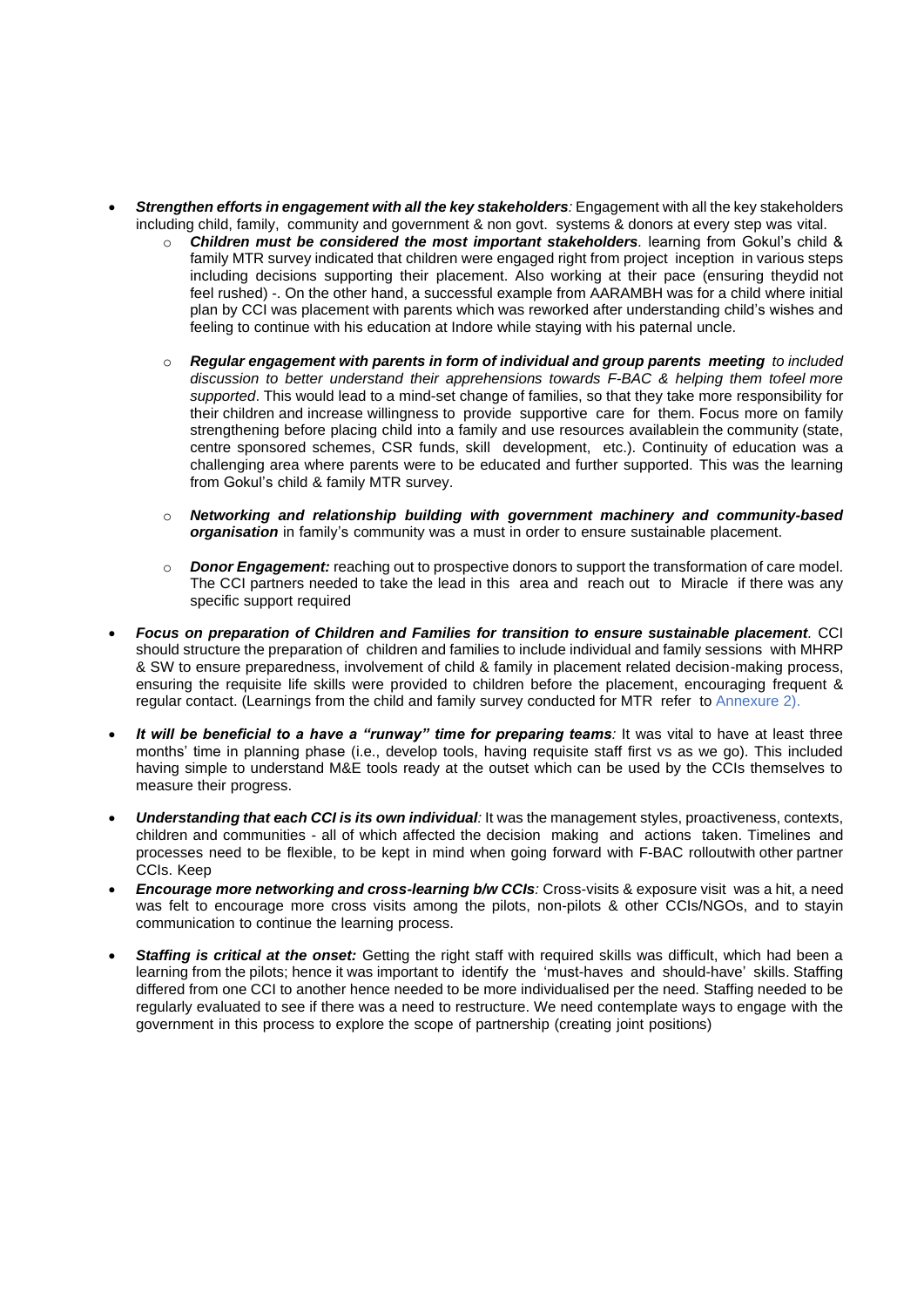- ***Strengthen efforts in engagement with all the key stakeholders**:* Engagement with all the key stakeholders including child, family, community and government & non govt. systems & donors at every step was vital.
    - ***Children must be considered the most important stakeholders**.* learning from Gokul's child & family MTR survey indicated that children were engaged right from project inception in various steps including decisions supporting their placement. Also working at their pace (ensuring theydid not feel rushed) -. On the other hand, a successful example from AARAMBH was for a child where initial plan by CCI was placement with parents which was reworked after understanding child's wishes and feeling to continue with his education at Indore while staying with his paternal uncle.

    - ***Regular engagement with parents in form of individual and group parents meeting** to included discussion to better understand their apprehensions towards F-BAC & helping them tofeel more supported*. This would lead to a mind-set change of families, so that they take more responsibility for their children and increase willingness to provide supportive care for them. Focus more on family strengthening before placing child into a family and use resources availablein the community (state, centre sponsored schemes, CSR funds, skill development, etc.). Continuity of education was a challenging area where parents were to be educated and further supported. This was the learning from Gokul's child & family MTR survey.

    - ***Networking and relationship building with government machinery and community-based organisation*** in family's community was a must in order to ensure sustainable placement.

    - ***Donor Engagement:*** reaching out to prospective donors to support the transformation of care model. The CCI partners needed to take the lead in this area and reach out to Miracle if there was any specific support required

- ***Focus on preparation of Children and Families for transition to ensure sustainable placement**.* CCI should structure the preparation of children and families to include individual and family sessions with MHRP & SW to ensure preparedness, involvement of child & family in placement related decision-making process, ensuring the requisite life skills were provided to children before the placement, encouraging frequent & regular contact. (Learnings from the child and family survey conducted for MTR refer to Annexure 2).

- ***It will be beneficial to a have a "runway" time for preparing teams**:* It was vital to have at least three months' time in planning phase (i.e., develop tools, having requisite staff first vs as we go). This included having simple to understand M&E tools ready at the outset which can be used by the CCIs themselves to measure their progress.

- ***Understanding that each CCI is its own individual**:* It was the management styles, proactiveness, contexts, children and communities - all of which affected the decision making and actions taken. Timelines and processes need to be flexible, to be kept in mind when going forward with F-BAC rolloutwith other partner CCIs. Keep
- ***Encourage more networking and cross-learning b/w CCIs**:* Cross-visits & exposure visit was a hit, a need was felt to encourage more cross visits among the pilots, non-pilots & other CCIs/NGOs, and to stayin communication to continue the learning process.

- ***Staffing is critical at the onset:*** Getting the right staff with required skills was difficult, which had been a learning from the pilots; hence it was important to identify the 'must-haves and should-have' skills. Staffing differed from one CCI to another hence needed to be more individualised per the need. Staffing needed to be regularly evaluated to see if there was a need to restructure. We need contemplate ways to engage with the government in this process to explore the scope of partnership (creating joint positions)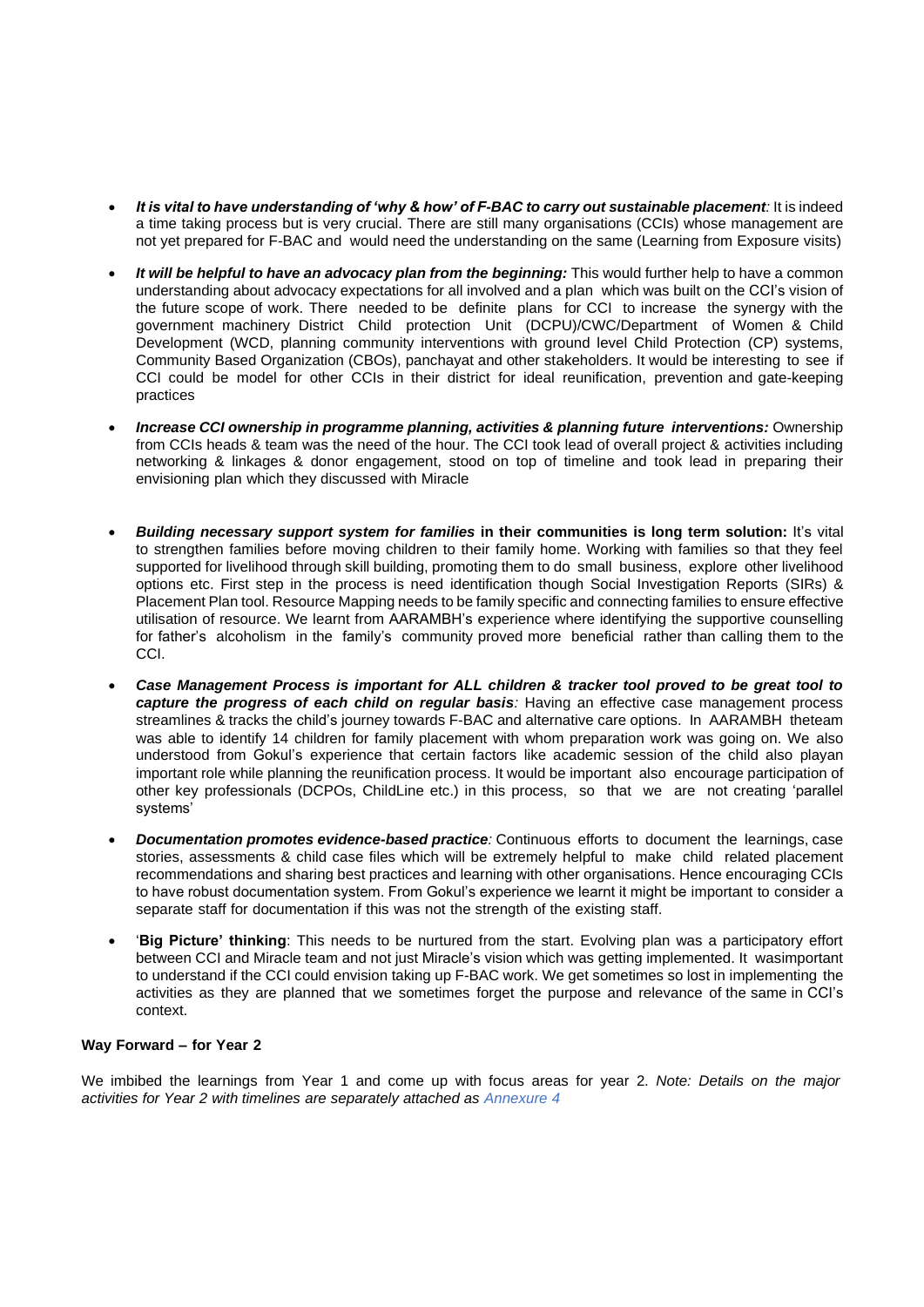- ***It is vital to have understanding of 'why & how' of F-BAC to carry out sustainable placement:*** It is indeed a time taking process but is very crucial. There are still many organisations (CCIs) whose management are not yet prepared for F-BAC and would need the understanding on the same (Learning from Exposure visits)

- ***It will be helpful to have an advocacy plan from the beginning:*** This would further help to have a common understanding about advocacy expectations for all involved and a plan which was built on the CCI's vision of the future scope of work. There needed to be definite plans for CCI to increase the synergy with the government machinery District Child protection Unit (DCPU)/CWC/Department of Women & Child Development (WCD, planning community interventions with ground level Child Protection (CP) systems, Community Based Organization (CBOs), panchayat and other stakeholders. It would be interesting to see if CCI could be model for other CCIs in their district for ideal reunification, prevention and gate-keeping practices

- ***Increase CCI ownership in programme planning, activities & planning future interventions:*** Ownership from CCIs heads & team was the need of the hour. The CCI took lead of overall project & activities including networking & linkages & donor engagement, stood on top of timeline and took lead in preparing their envisioning plan which they discussed with Miracle

- ***Building necessary support system for families* in their communities is long term solution:** It's vital to strengthen families before moving children to their family home. Working with families so that they feel supported for livelihood through skill building, promoting them to do small business, explore other livelihood options etc. First step in the process is need identification though Social Investigation Reports (SIRs) & Placement Plan tool. Resource Mapping needs to be family specific and connecting families to ensure effective utilisation of resource. We learnt from AARAMBH's experience where identifying the supportive counselling for father's alcoholism in the family's community proved more beneficial rather than calling them to the CCI.

- ***Case Management Process is important for ALL children & tracker tool proved to be great tool to capture the progress of each child on regular basis:*** Having an effective case management process streamlines & tracks the child's journey towards F-BAC and alternative care options. In AARAMBH theteam was able to identify 14 children for family placement with whom preparation work was going on. We also understood from Gokul's experience that certain factors like academic session of the child also playan important role while planning the reunification process. It would be important also encourage participation of other key professionals (DCPOs, ChildLine etc.) in this process, so that we are not creating 'parallel systems'

- ***Documentation promotes evidence-based practice:*** Continuous efforts to document the learnings, case stories, assessments & child case files which will be extremely helpful to make child related placement recommendations and sharing best practices and learning with other organisations. Hence encouraging CCIs to have robust documentation system. From Gokul's experience we learnt it might be important to consider a separate staff for documentation if this was not the strength of the existing staff.

- '**Big Picture' thinking**: This needs to be nurtured from the start. Evolving plan was a participatory effort between CCI and Miracle team and not just Miracle's vision which was getting implemented. It wasimportant to understand if the CCI could envision taking up F-BAC work. We get sometimes so lost in implementing the activities as they are planned that we sometimes forget the purpose and relevance of the same in CCI's context.

**Way Forward – for Year 2**

We imbibed the learnings from Year 1 and come up with focus areas for year 2. *Note: Details on the major activities for Year 2 with timelines are separately attached as Annexure 4*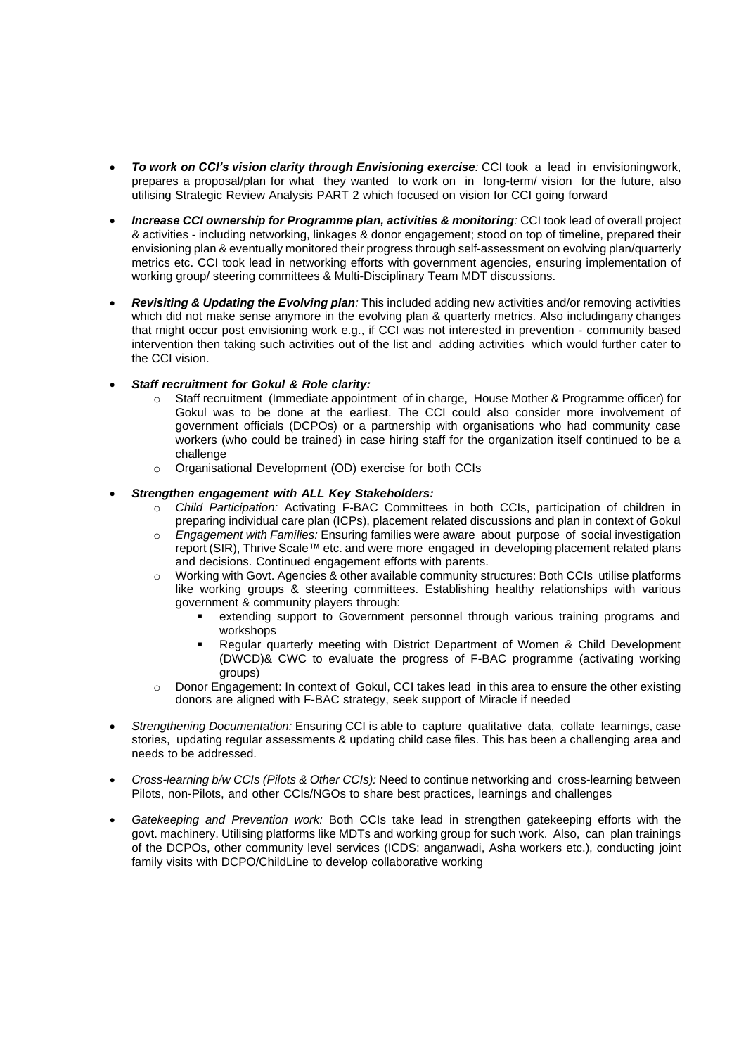- ***To work on CCI's vision clarity through Envisioning exercise**:* CCI took a lead in envisioningwork, prepares a proposal/plan for what they wanted to work on in long-term/ vision for the future, also utilising Strategic Review Analysis PART 2 which focused on vision for CCI going forward

- ***Increase CCI ownership for Programme plan, activities & monitoring**:* CCI took lead of overall project & activities - including networking, linkages & donor engagement; stood on top of timeline, prepared their envisioning plan & eventually monitored their progress through self-assessment on evolving plan/quarterly metrics etc. CCI took lead in networking efforts with government agencies, ensuring implementation of working group/ steering committees & Multi-Disciplinary Team MDT discussions.

- ***Revisiting & Updating the Evolving plan**:* This included adding new activities and/or removing activities which did not make sense anymore in the evolving plan & quarterly metrics. Also includingany changes that might occur post envisioning work e.g., if CCI was not interested in prevention - community based intervention then taking such activities out of the list and adding activities which would further cater to the CCI vision.

- ***Staff recruitment for Gokul & Role clarity:***
    - Staff recruitment (Immediate appointment of in charge, House Mother & Programme officer) for Gokul was to be done at the earliest. The CCI could also consider more involvement of government officials (DCPOs) or a partnership with organisations who had community case workers (who could be trained) in case hiring staff for the organization itself continued to be a challenge
    - Organisational Development (OD) exercise for both CCIs

- ***Strengthen engagement with ALL Key Stakeholders:***
    - *Child Participation:* Activating F-BAC Committees in both CCIs, participation of children in preparing individual care plan (ICPs), placement related discussions and plan in context of Gokul
    - *Engagement with Families:* Ensuring families were aware about purpose of social investigation report (SIR), Thrive Scale™ etc. and were more engaged in developing placement related plans and decisions. Continued engagement efforts with parents.
    - Working with Govt. Agencies & other available community structures: Both CCIs utilise platforms like working groups & steering committees. Establishing healthy relationships with various government & community players through:
        - extending support to Government personnel through various training programs and workshops
        - Regular quarterly meeting with District Department of Women & Child Development (DWCD)& CWC to evaluate the progress of F-BAC programme (activating working groups)
    - Donor Engagement: In context of Gokul, CCI takes lead in this area to ensure the other existing donors are aligned with F-BAC strategy, seek support of Miracle if needed

- *Strengthening Documentation:* Ensuring CCI is able to capture qualitative data, collate learnings, case stories, updating regular assessments & updating child case files. This has been a challenging area and needs to be addressed.

- *Cross-learning b/w CCIs (Pilots & Other CCIs):* Need to continue networking and cross-learning between Pilots, non-Pilots, and other CCIs/NGOs to share best practices, learnings and challenges

- *Gatekeeping and Prevention work:* Both CCIs take lead in strengthen gatekeeping efforts with the govt. machinery. Utilising platforms like MDTs and working group for such work. Also, can plan trainings of the DCPOs, other community level services (ICDS: anganwadi, Asha workers etc.), conducting joint family visits with DCPO/ChildLine to develop collaborative working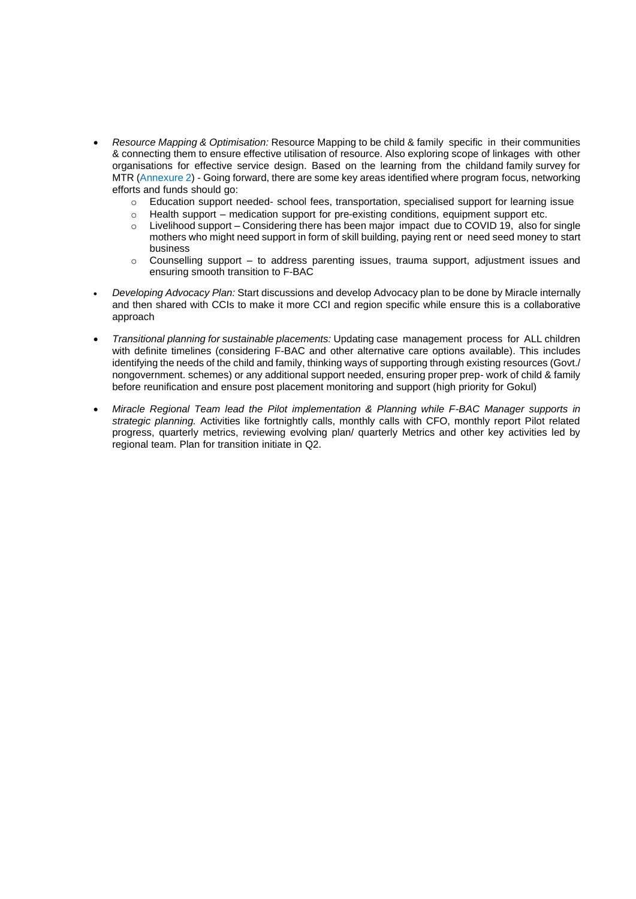- *Resource Mapping & Optimisation:* Resource Mapping to be child & family specific in their communities & connecting them to ensure effective utilisation of resource. Also exploring scope of linkages with other organisations for effective service design. Based on the learning from the childand family survey for MTR (Annexure 2) - Going forward, there are some key areas identified where program focus, networking efforts and funds should go:
  - Education support needed- school fees, transportation, specialised support for learning issue
  - Health support – medication support for pre-existing conditions, equipment support etc.
  - Livelihood support – Considering there has been major impact due to COVID 19, also for single mothers who might need support in form of skill building, paying rent or need seed money to start business
  - Counselling support – to address parenting issues, trauma support, adjustment issues and ensuring smooth transition to F-BAC

- *Developing Advocacy Plan:* Start discussions and develop Advocacy plan to be done by Miracle internally and then shared with CCIs to make it more CCI and region specific while ensure this is a collaborative approach

- *Transitional planning for sustainable placements:* Updating case management process for ALL children with definite timelines (considering F-BAC and other alternative care options available). This includes identifying the needs of the child and family, thinking ways of supporting through existing resources (Govt./ nongovernment. schemes) or any additional support needed, ensuring proper prep- work of child & family before reunification and ensure post placement monitoring and support (high priority for Gokul)

- *Miracle Regional Team lead the Pilot implementation & Planning while F-BAC Manager supports in strategic planning.* Activities like fortnightly calls, monthly calls with CFO, monthly report Pilot related progress, quarterly metrics, reviewing evolving plan/ quarterly Metrics and other key activities led by regional team. Plan for transition initiate in Q2.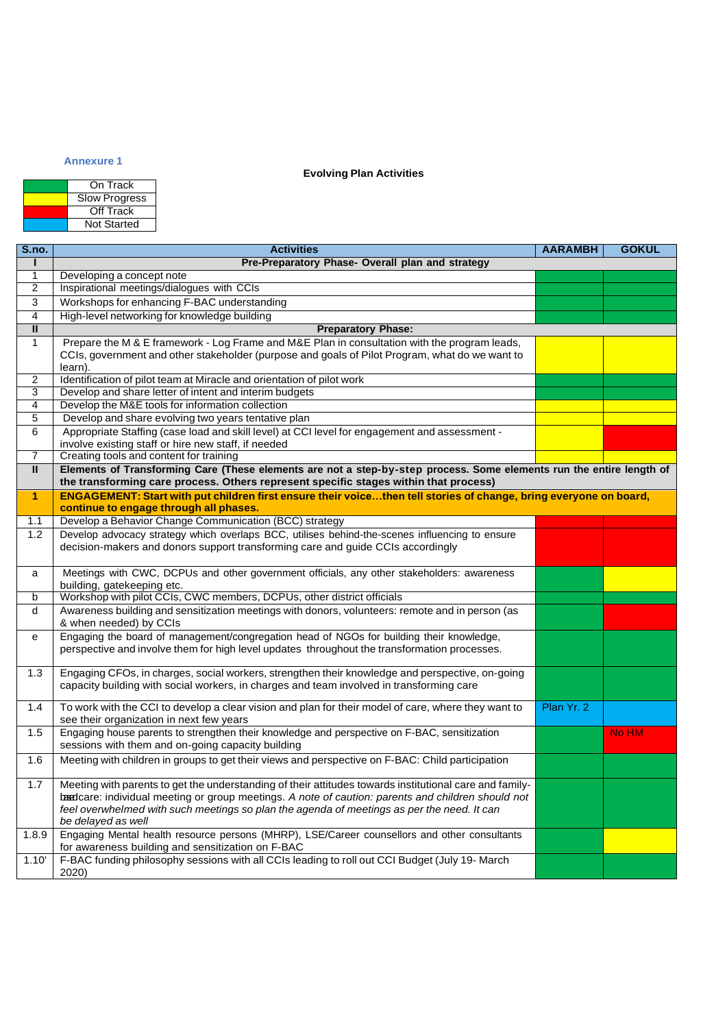**Annexure 1**

**Evolving Plan Activities**

| Color | Status |
|---|---|
| Green | On Track |
| Yellow | Slow Progress |
| Red | Off Track |
| Blue | Not Started |

| S.no. | Activities | AARAMBH | GOKUL |
|---|---|---|---|
| **I** | **Pre-Preparatory Phase- Overall plan and strategy** | | |
| 1 | Developing a concept note | Green | Green |
| 2 | Inspirational meetings/dialogues with CCIs | Green | Green |
| 3 | Workshops for enhancing F-BAC understanding | Green | Green |
| 4 | High-level networking for knowledge building | Green | Green |
| **II** | **Preparatory Phase:** | | |
| 1 | Prepare the M & E framework - Log Frame and M&E Plan in consultation with the program leads, CCIs, government and other stakeholder (purpose and goals of Pilot Program, what do we want to learn). | Yellow | Yellow |
| 2 | Identification of pilot team at Miracle and orientation of pilot work | Green | Green |
| 3 | Develop and share letter of intent and interim budgets | Green | Green |
| 4 | Develop the M&E tools for information collection | Yellow | Yellow |
| 5 | Develop and share evolving two years tentative plan | Yellow | Yellow |
| 6 | Appropriate Staffing (case load and skill level) at CCI level for engagement and assessment - involve existing staff or hire new staff, if needed | Yellow | Red |
| 7 | Creating tools and content for training | Yellow | Yellow |
| **II** | **Elements of Transforming Care (These elements are not a step-by-step process. Some elements run the entire length of the transforming care process. Others represent specific stages within that process)** | | |
| **1** | **ENGAGEMENT: Start with put children first ensure their voice…then tell stories of change, bring everyone on board, continue to engage through all phases.** | | |
| 1.1 | Develop a Behavior Change Communication (BCC) strategy | Red | Red |
| 1.2 | Develop advocacy strategy which overlaps BCC, utilises behind-the-scenes influencing to ensure decision-makers and donors support transforming care and guide CCIs accordingly | Red | Red |
| a | Meetings with CWC, DCPUs and other government officials, any other stakeholders: awareness building, gatekeeping etc. | Green | Yellow |
| b | Workshop with pilot CCIs, CWC members, DCPUs, other district officials | Green | Green |
| d | Awareness building and sensitization meetings with donors, volunteers: remote and in person (as & when needed) by CCIs | Green | Red |
| e | Engaging the board of management/congregation head of NGOs for building their knowledge, perspective and involve them for high level updates throughout the transformation processes. | Green | Green |
| 1.3 | Engaging CFOs, in charges, social workers, strengthen their knowledge and perspective, on-going capacity building with social workers, in charges and team involved in transforming care | Green | Green |
| 1.4 | To work with the CCI to develop a clear vision and plan for their model of care, where they want to see their organization in next few years | Plan Yr. 2 (Blue) | Blue |
| 1.5 | Engaging house parents to strengthen their knowledge and perspective on F-BAC, sensitization sessions with them and on-going capacity building | Green | No HM (Red) |
| 1.6 | Meeting with children in groups to get their views and perspective on F-BAC: Child participation | Green | Green |
| 1.7 | Meeting with parents to get the understanding of their attitudes towards institutional care and family-based care: individual meeting or group meetings. *A note of caution: parents and children should not feel overwhelmed with such meetings so plan the agenda of meetings as per the need. It can be delayed as well* | Green | Green |
| 1.8.9 | Engaging Mental health resource persons (MHRP), LSE/Career counsellors and other consultants for awareness building and sensitization on F-BAC | Green | Yellow |
| 1.10' | F-BAC funding philosophy sessions with all CCIs leading to roll out CCI Budget (July 19- March 2020) | Green | Green |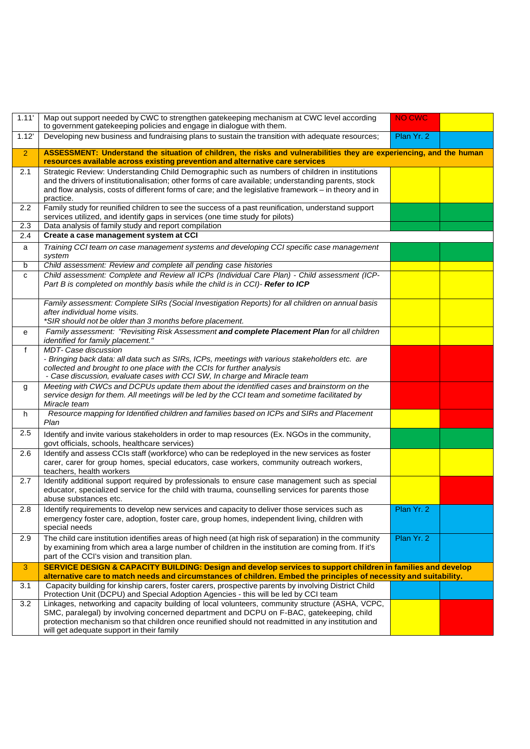| | | | |
|---|---|---|---|
| 1.11' | Map out support needed by CWC to strengthen gatekeeping mechanism at CWC level according to government gatekeeping policies and engage in dialogue with them. | NO CWC | |
| 1.12' | Developing new business and fundraising plans to sustain the transition with adequate resources; | Plan Yr. 2 | |
| 2 | **ASSESSMENT: Understand the situation of children, the risks and vulnerabilities they are experiencing, and the human resources available across existing prevention and alternative care services** | | |
| 2.1 | Strategic Review: Understanding Child Demographic such as numbers of children in institutions and the drivers of institutionalisation; other forms of care available; understanding parents, stock and flow analysis, costs of different forms of care; and the legislative framework – in theory and in practice. | | |
| 2.2 | Family study for reunified children to see the success of a past reunification, understand support services utilized, and identify gaps in services (one time study for pilots) | | |
| 2.3 | Data analysis of family study and report compilation | | |
| 2.4 | **Create a case management system at CCI** | | |
| a | *Training CCI team on case management systems and developing CCI specific case management system* | | |
| b | *Child assessment: Review and complete all pending case histories* | | |
| c | *Child assessment: Complete and Review all ICPs (Individual Care Plan) - Child assessment (ICP-Part B is completed on monthly basis while the child is in CCI)- **Refer to ICP*** | | |
| | *Family assessment: Complete SIRs (Social Investigation Reports) for all children on annual basis after individual home visits.*<br>*\*SIR should not be older than 3 months before placement.* | | |
| e | *Family assessment: "Revisiting Risk Assessment **and complete Placement Plan** for all children identified for family placement."* | | |
| f | *MDT- Case discussion*<br>*- Bringing back data: all data such as SIRs, ICPs, meetings with various stakeholders etc. are collected and brought to one place with the CCIs for further analysis*<br>*- Case discussion, evaluate cases with CCI SW, In charge and Miracle team* | | |
| g | *Meeting with CWCs and DCPUs update them about the identified cases and brainstorm on the service design for them. All meetings will be led by the CCI team and sometime facilitated by Miracle team* | | |
| h | *Resource mapping for Identified children and families based on ICPs and SIRs and Placement Plan* | | |
| 2.5 | Identify and invite various stakeholders in order to map resources (Ex. NGOs in the community, govt officials, schools, healthcare services) | | |
| 2.6 | Identify and assess CCIs staff (workforce) who can be redeployed in the new services as foster carer, carer for group homes, special educators, case workers, community outreach workers, teachers, health workers | | |
| 2.7 | Identify additional support required by professionals to ensure case management such as special educator, specialized service for the child with trauma, counselling services for parents those abuse substances etc. | | |
| 2.8 | Identify requirements to develop new services and capacity to deliver those services such as emergency foster care, adoption, foster care, group homes, independent living, children with special needs | Plan Yr. 2 | |
| 2.9 | The child care institution identifies areas of high need (at high risk of separation) in the community by examining from which area a large number of children in the institution are coming from. If it's part of the CCI's vision and transition plan. | Plan Yr. 2 | |
| 3 | **SERVICE DESIGN & CAPACITY BUILDING: Design and develop services to support children in families and develop alternative care to match needs and circumstances of children. Embed the principles of necessity and suitability.** | | |
| 3.1 | Capacity building for kinship carers, foster carers, prospective parents by involving District Child Protection Unit (DCPU) and Special Adoption Agencies - this will be led by CCI team | | |
| 3.2 | Linkages, networking and capacity building of local volunteers, community structure (ASHA, VCPC, SMC, paralegal) by involving concerned department and DCPU on F-BAC, gatekeeping, child protection mechanism so that children once reunified should not readmitted in any institution and will get adequate support in their family | | |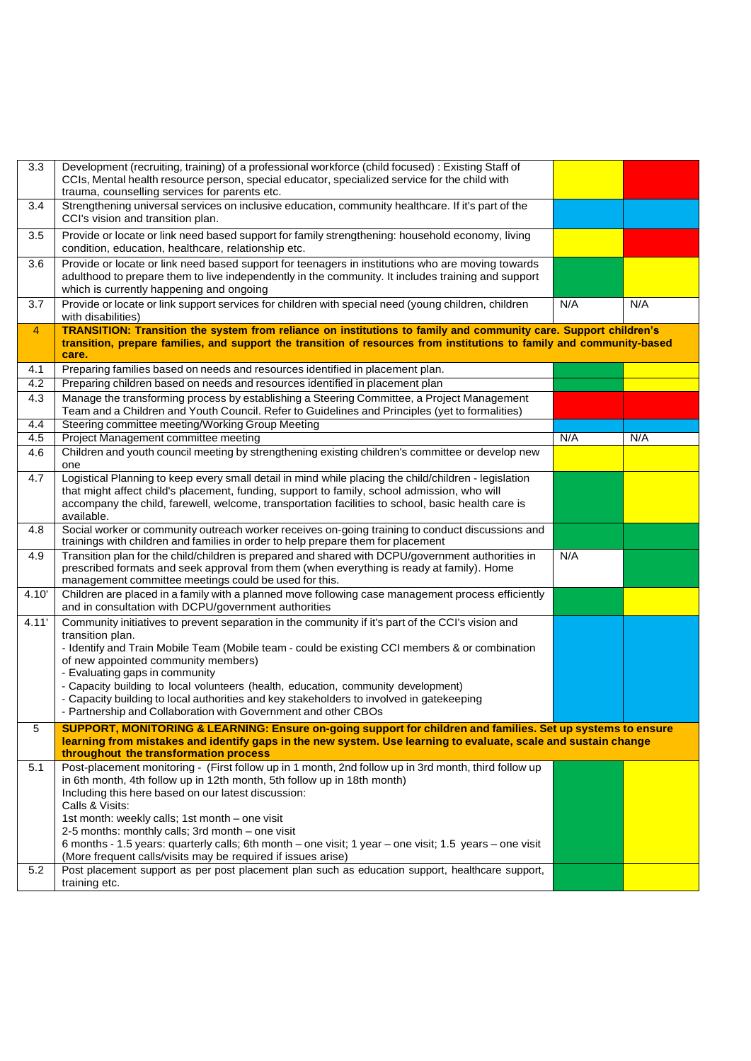| | | | |
|---|---|---|---|
| 3.3 | Development (recruiting, training) of a professional workforce (child focused) : Existing Staff of CCIs, Mental health resource person, special educator, specialized service for the child with trauma, counselling services for parents etc. | | |
| 3.4 | Strengthening universal services on inclusive education, community healthcare. If it's part of the CCI's vision and transition plan. | | |
| 3.5 | Provide or locate or link need based support for family strengthening: household economy, living condition, education, healthcare, relationship etc. | | |
| 3.6 | Provide or locate or link need based support for teenagers in institutions who are moving towards adulthood to prepare them to live independently in the community. It includes training and support which is currently happening and ongoing | | |
| 3.7 | Provide or locate or link support services for children with special need (young children, children with disabilities) | N/A | N/A |
| 4 | **TRANSITION: Transition the system from reliance on institutions to family and community care. Support children's transition, prepare families, and support the transition of resources from institutions to family and community-based care.** | | |
| 4.1 | Preparing families based on needs and resources identified in placement plan. | | |
| 4.2 | Preparing children based on needs and resources identified in placement plan | | |
| 4.3 | Manage the transforming process by establishing a Steering Committee, a Project Management Team and a Children and Youth Council. Refer to Guidelines and Principles (yet to formalities) | | |
| 4.4 | Steering committee meeting/Working Group Meeting | | |
| 4.5 | Project Management committee meeting | N/A | N/A |
| 4.6 | Children and youth council meeting by strengthening existing children's committee or develop new one | | |
| 4.7 | Logistical Planning to keep every small detail in mind while placing the child/children - legislation that might affect child's placement, funding, support to family, school admission, who will accompany the child, farewell, welcome, transportation facilities to school, basic health care is available. | | |
| 4.8 | Social worker or community outreach worker receives on-going training to conduct discussions and trainings with children and families in order to help prepare them for placement | | |
| 4.9 | Transition plan for the child/children is prepared and shared with DCPU/government authorities in prescribed formats and seek approval from them (when everything is ready at family). Home management committee meetings could be used for this. | N/A | |
| 4.10' | Children are placed in a family with a planned move following case management process efficiently and in consultation with DCPU/government authorities | | |
| 4.11' | Community initiatives to prevent separation in the community if it's part of the CCI's vision and transition plan.<br>- Identify and Train Mobile Team (Mobile team - could be existing CCI members & or combination of new appointed community members)<br>- Evaluating gaps in community<br>- Capacity building to local volunteers (health, education, community development)<br>- Capacity building to local authorities and key stakeholders to involved in gatekeeping<br>- Partnership and Collaboration with Government and other CBOs | | |
| 5 | **SUPPORT, MONITORING & LEARNING: Ensure on-going support for children and families. Set up systems to ensure learning from mistakes and identify gaps in the new system. Use learning to evaluate, scale and sustain change throughout the transformation process** | | |
| 5.1 | Post-placement monitoring - (First follow up in 1 month, 2nd follow up in 3rd month, third follow up in 6th month, 4th follow up in 12th month, 5th follow up in 18th month)<br>Including this here based on our latest discussion:<br>Calls & Visits:<br>1st month: weekly calls; 1st month – one visit<br>2-5 months: monthly calls; 3rd month – one visit<br>6 months - 1.5 years: quarterly calls; 6th month – one visit; 1 year – one visit; 1.5 years – one visit<br>(More frequent calls/visits may be required if issues arise) | | |
| 5.2 | Post placement support as per post placement plan such as education support, healthcare support, training etc. | | |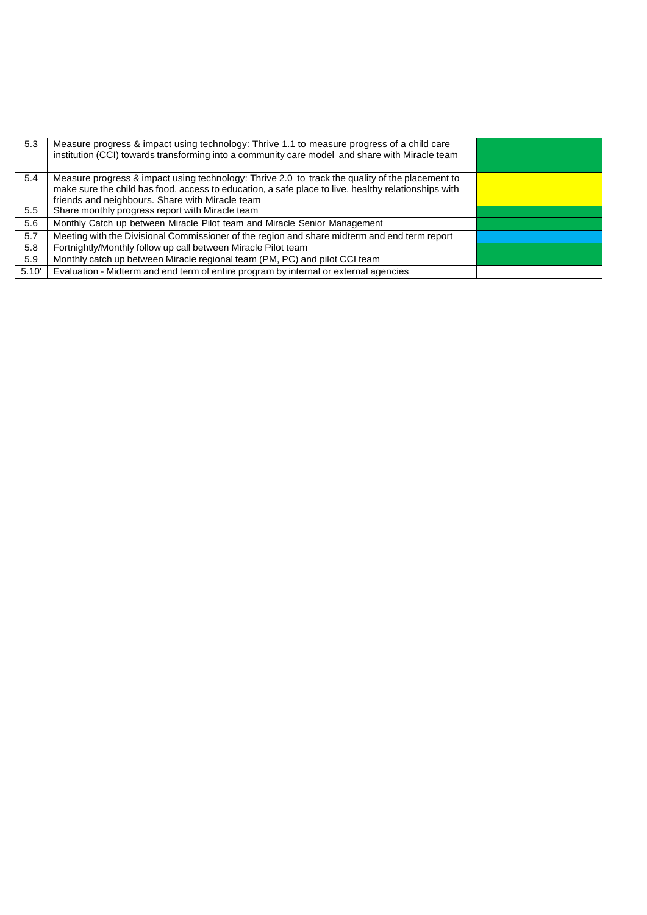| | | | |
|---|---|---|---|
| 5.3 | Measure progress & impact using technology: Thrive 1.1 to measure progress of a child care institution (CCI) towards transforming into a community care model and share with Miracle team | | |
| 5.4 | Measure progress & impact using technology: Thrive 2.0 to track the quality of the placement to make sure the child has food, access to education, a safe place to live, healthy relationships with friends and neighbours. Share with Miracle team | | |
| 5.5 | Share monthly progress report with Miracle team | | |
| 5.6 | Monthly Catch up between Miracle Pilot team and Miracle Senior Management | | |
| 5.7 | Meeting with the Divisional Commissioner of the region and share midterm and end term report | | |
| 5.8 | Fortnightly/Monthly follow up call between Miracle Pilot team | | |
| 5.9 | Monthly catch up between Miracle regional team (PM, PC) and pilot CCI team | | |
| 5.10' | Evaluation - Midterm and end term of entire program by internal or external agencies | | |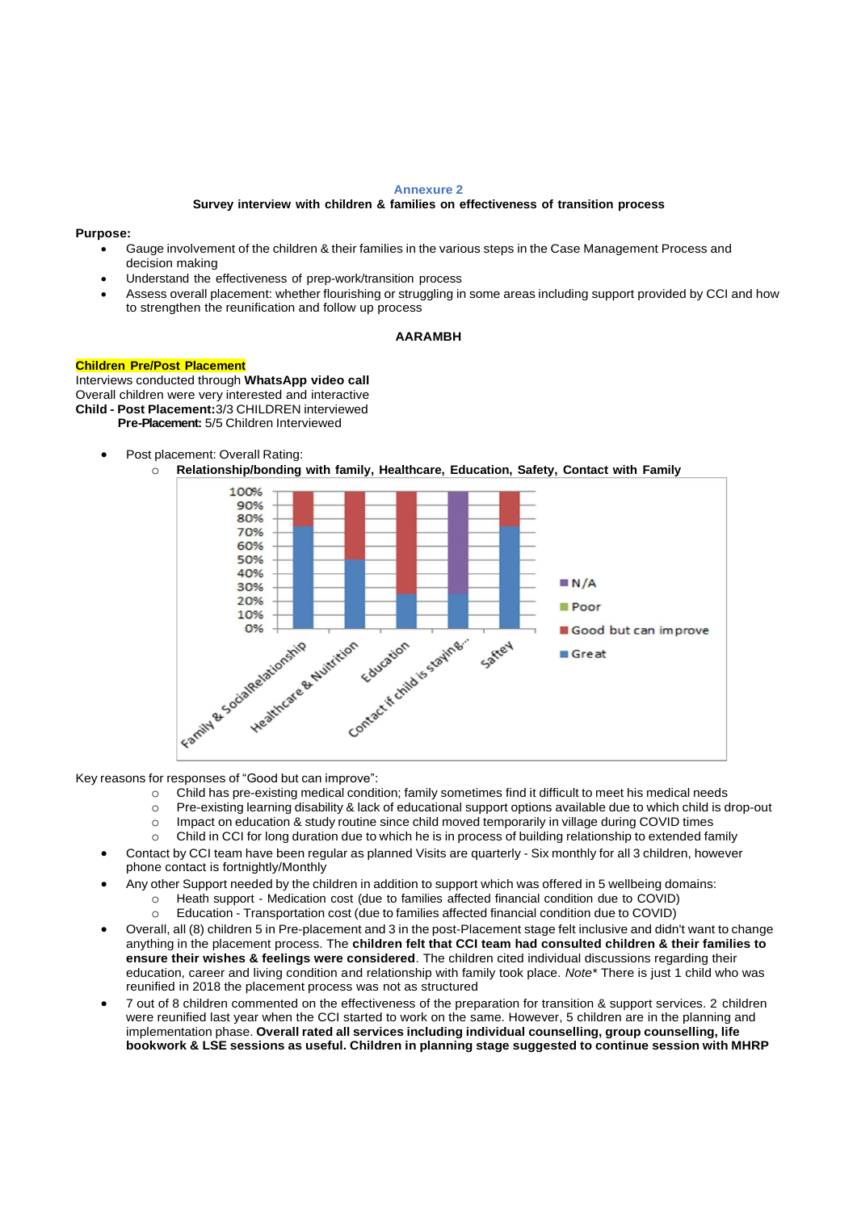## Annexure 2

**Survey interview with children & families on effectiveness of transition process**

**Purpose:**

- Gauge involvement of the children & their families in the various steps in the Case Management Process and decision making
- Understand the effectiveness of prep-work/transition process
- Assess overall placement: whether flourishing or struggling in some areas including support provided by CCI and how to strengthen the reunification and follow up process

**AARAMBH**

**Children Pre/Post Placement**

Interviews conducted through **WhatsApp video call**
Overall children were very interested and interactive
**Child - Post Placement:** 3/3 CHILDREN interviewed
**Pre-Placement:** 5/5 Children Interviewed

- Post placement: Overall Rating:
  - **Relationship/bonding with family, Healthcare, Education, Safety, Contact with Family**

| | Great | Good but can improve | Poor | N/A |
|---|---|---|---|---|
| Family & SocialRelationship | 75% | 25% | | |
| Healthcare & Nutrition | 50% | 50% | | |
| Education | 25% | 75% | | |
| Contact if child is staying... | 25% | | | 75% |
| Saftey | 75% | 25% | | |

Key reasons for responses of "Good but can improve":

- Child has pre-existing medical condition; family sometimes find it difficult to meet his medical needs
- Pre-existing learning disability & lack of educational support options available due to which child is drop-out
- Impact on education & study routine since child moved temporarily in village during COVID times
- Child in CCI for long duration due to which he is in process of building relationship to extended family

- Contact by CCI team have been regular as planned Visits are quarterly - Six monthly for all 3 children, however phone contact is fortnightly/Monthly
- Any other Support needed by the children in addition to support which was offered in 5 wellbeing domains:
  - Heath support - Medication cost (due to families affected financial condition due to COVID)
  - Education - Transportation cost (due to families affected financial condition due to COVID)
- Overall, all (8) children 5 in Pre-placement and 3 in the post-Placement stage felt inclusive and didn't want to change anything in the placement process. The **children felt that CCI team had consulted children & their families to ensure their wishes & feelings were considered**. The children cited individual discussions regarding their education, career and living condition and relationship with family took place. *Note** There is just 1 child who was reunified in 2018 the placement process was not as structured
- 7 out of 8 children commented on the effectiveness of the preparation for transition & support services. 2 children were reunified last year when the CCI started to work on the same. However, 5 children are in the planning and implementation phase. **Overall rated all services including individual counselling, group counselling, life bookwork & LSE sessions as useful. Children in planning stage suggested to continue session with MHRP**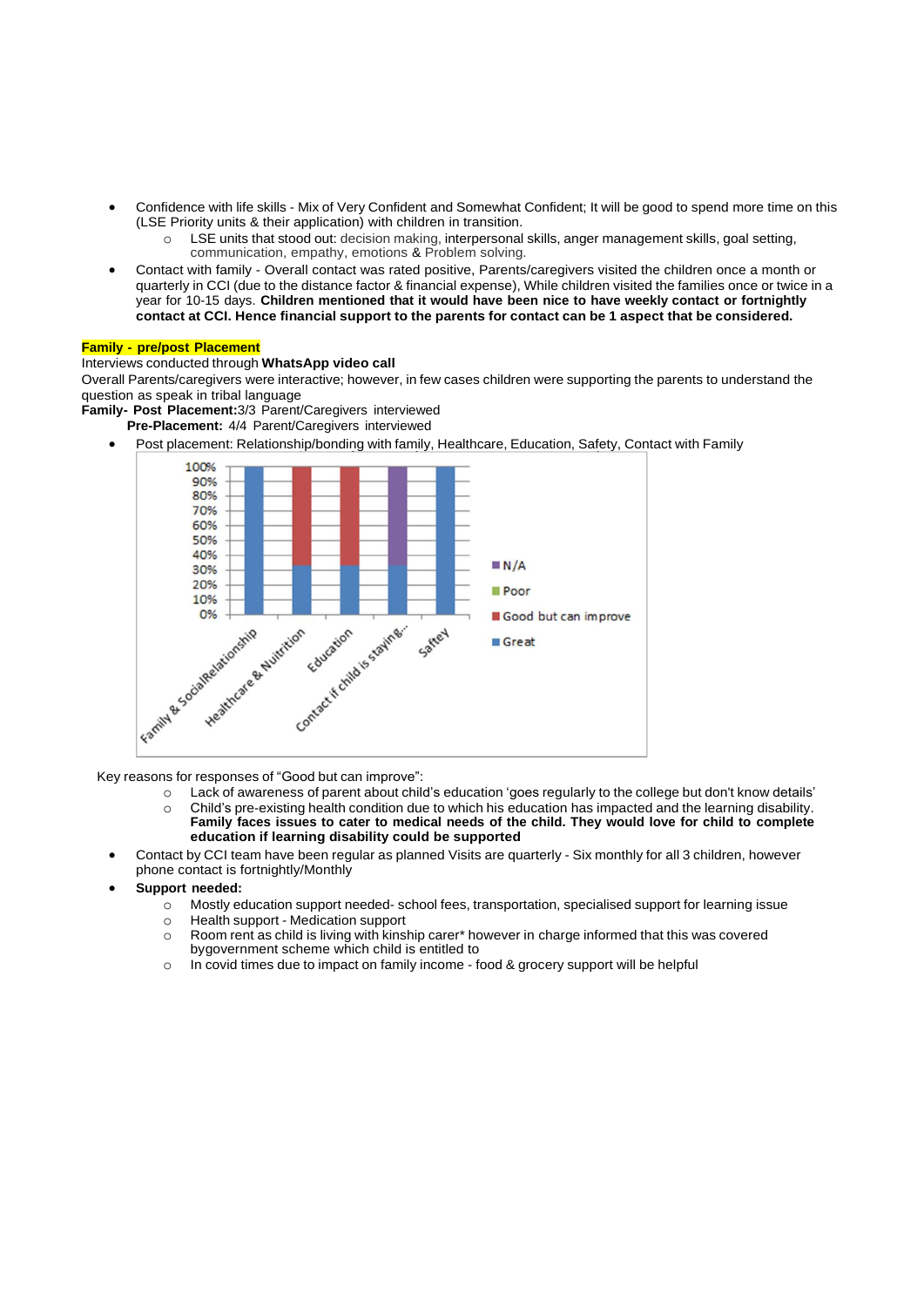- Confidence with life skills - Mix of Very Confident and Somewhat Confident; It will be good to spend more time on this (LSE Priority units & their application) with children in transition.
  - LSE units that stood out: decision making, interpersonal skills, anger management skills, goal setting, communication, empathy, emotions & Problem solving.
- Contact with family - Overall contact was rated positive, Parents/caregivers visited the children once a month or quarterly in CCI (due to the distance factor & financial expense), While children visited the families once or twice in a year for 10-15 days. **Children mentioned that it would have been nice to have weekly contact or fortnightly contact at CCI. Hence financial support to the parents for contact can be 1 aspect that be considered.**

**Family - pre/post Placement**

Interviews conducted through **WhatsApp video call**

Overall Parents/caregivers were interactive; however, in few cases children were supporting the parents to understand the question as speak in tribal language

**Family- Post Placement:** 3/3 Parent/Caregivers interviewed

**Pre-Placement:** 4/4 Parent/Caregivers interviewed

- Post placement: Relationship/bonding with family, Healthcare, Education, Safety, Contact with Family

Key reasons for responses of "Good but can improve":

- Lack of awareness of parent about child's education 'goes regularly to the college but don't know details'
- Child's pre-existing health condition due to which his education has impacted and the learning disability. **Family faces issues to cater to medical needs of the child. They would love for child to complete education if learning disability could be supported**

- Contact by CCI team have been regular as planned Visits are quarterly - Six monthly for all 3 children, however phone contact is fortnightly/Monthly
- **Support needed:**
  - Mostly education support needed- school fees, transportation, specialised support for learning issue
  - Health support - Medication support
  - Room rent as child is living with kinship carer* however in charge informed that this was covered bygovernment scheme which child is entitled to
  - In covid times due to impact on family income - food & grocery support will be helpful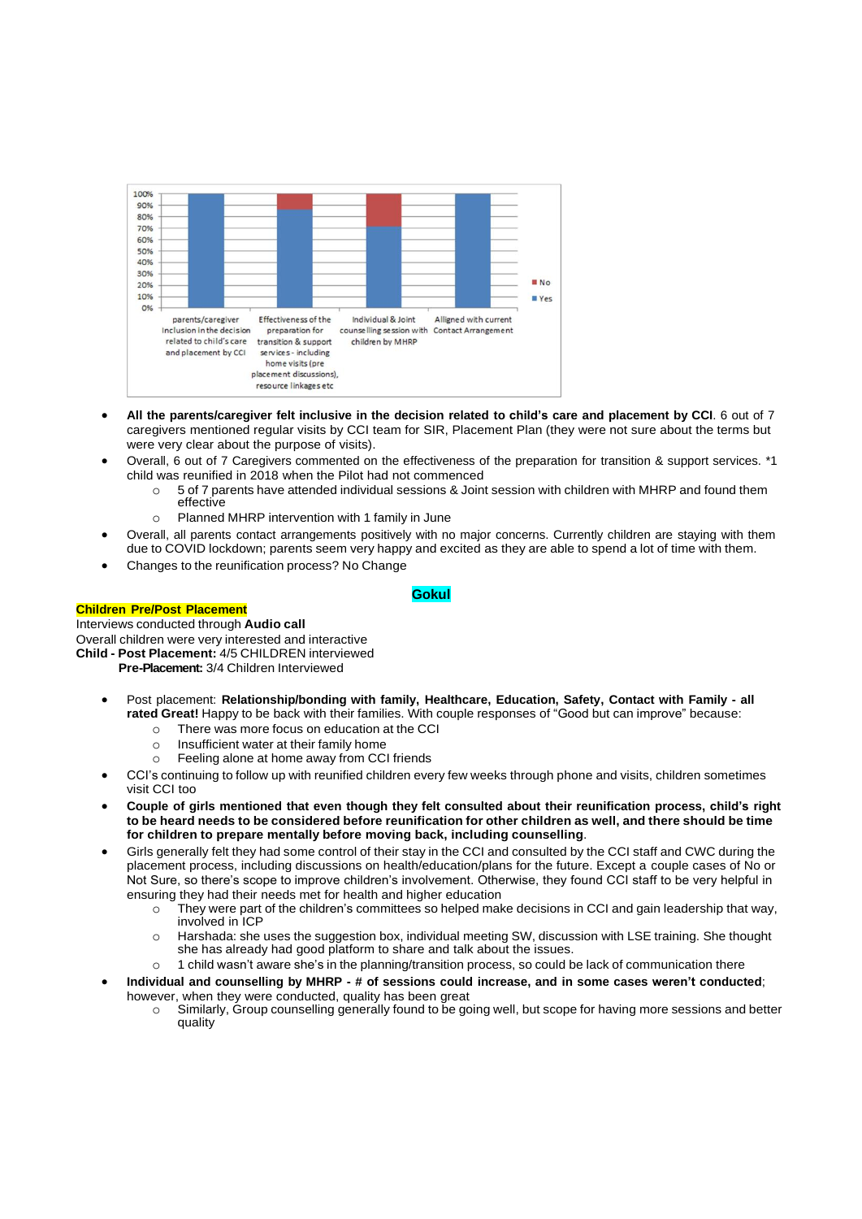- **All the parents/caregiver felt inclusive in the decision related to child's care and placement by CCI**. 6 out of 7 caregivers mentioned regular visits by CCI team for SIR, Placement Plan (they were not sure about the terms but were very clear about the purpose of visits).
- Overall, 6 out of 7 Caregivers commented on the effectiveness of the preparation for transition & support services. *1 child was reunified in 2018 when the Pilot had not commenced
  - 5 of 7 parents have attended individual sessions & Joint session with children with MHRP and found them effective
  - Planned MHRP intervention with 1 family in June
- Overall, all parents contact arrangements positively with no major concerns. Currently children are staying with them due to COVID lockdown; parents seem very happy and excited as they are able to spend a lot of time with them.
- Changes to the reunification process? No Change

**Gokul**

**Children Pre/Post Placement**

Interviews conducted through **Audio call**

Overall children were very interested and interactive

**Child - Post Placement:** 4/5 CHILDREN interviewed

**Pre-Placement:** 3/4 Children Interviewed

- Post placement: **Relationship/bonding with family, Healthcare, Education, Safety, Contact with Family - all rated Great!** Happy to be back with their families. With couple responses of "Good but can improve" because:
  - There was more focus on education at the CCI
  - Insufficient water at their family home
  - Feeling alone at home away from CCI friends
- CCI's continuing to follow up with reunified children every few weeks through phone and visits, children sometimes visit CCI too
- **Couple of girls mentioned that even though they felt consulted about their reunification process, child's right to be heard needs to be considered before reunification for other children as well, and there should be time for children to prepare mentally before moving back, including counselling**.
- Girls generally felt they had some control of their stay in the CCI and consulted by the CCI staff and CWC during the placement process, including discussions on health/education/plans for the future. Except a couple cases of No or Not Sure, so there's scope to improve children's involvement. Otherwise, they found CCI staff to be very helpful in ensuring they had their needs met for health and higher education
  - They were part of the children's committees so helped make decisions in CCI and gain leadership that way, involved in ICP
  - Harshada: she uses the suggestion box, individual meeting SW, discussion with LSE training. She thought she has already had good platform to share and talk about the issues.
  - 1 child wasn't aware she's in the planning/transition process, so could be lack of communication there
- **Individual and counselling by MHRP - # of sessions could increase, and in some cases weren't conducted**; however, when they were conducted, quality has been great
  - Similarly, Group counselling generally found to be going well, but scope for having more sessions and better quality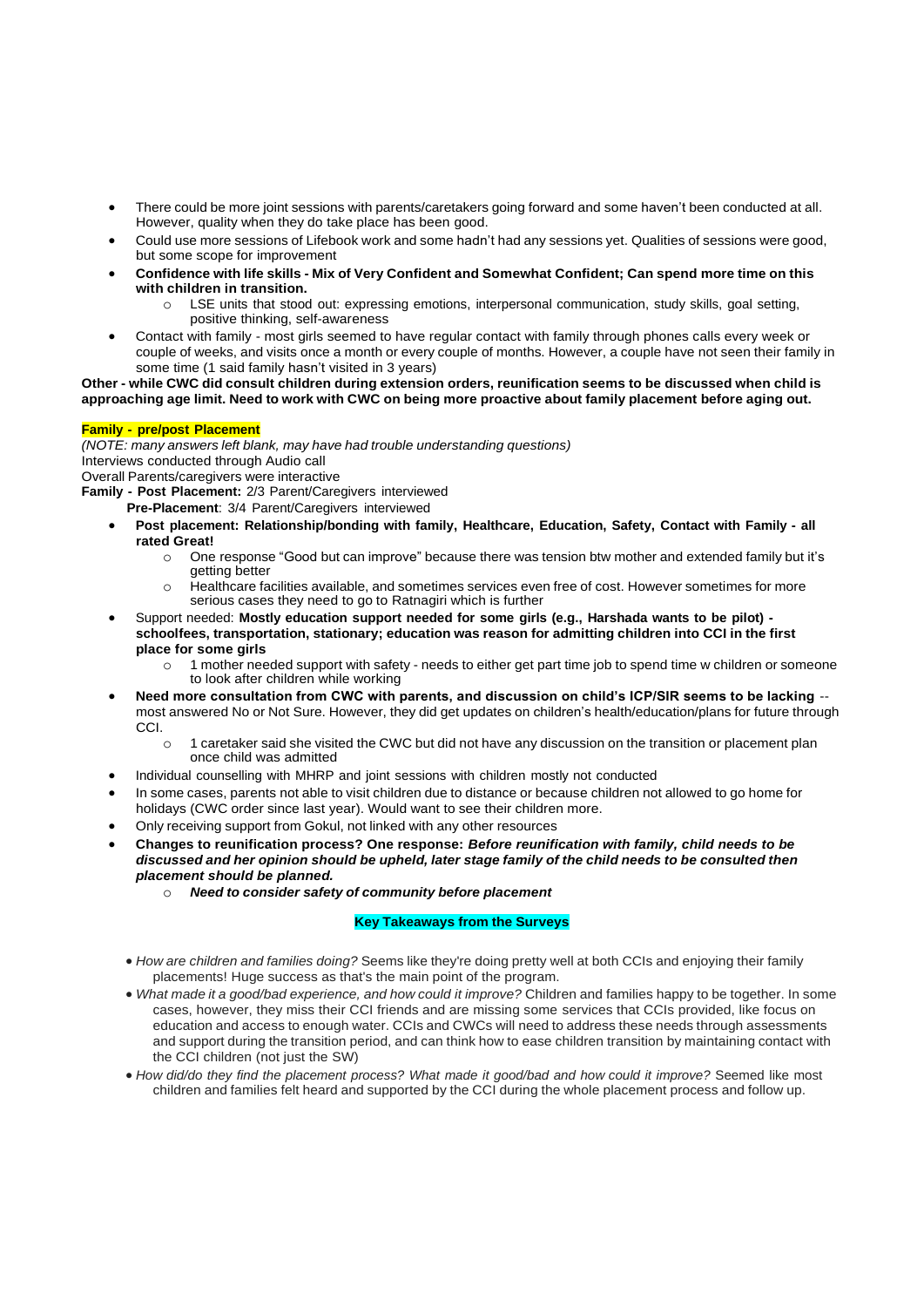- There could be more joint sessions with parents/caretakers going forward and some haven't been conducted at all. However, quality when they do take place has been good.
- Could use more sessions of Lifebook work and some hadn't had any sessions yet. Qualities of sessions were good, but some scope for improvement
- **Confidence with life skills - Mix of Very Confident and Somewhat Confident; Can spend more time on this with children in transition.**
    - LSE units that stood out: expressing emotions, interpersonal communication, study skills, goal setting, positive thinking, self-awareness
- Contact with family - most girls seemed to have regular contact with family through phones calls every week or couple of weeks, and visits once a month or every couple of months. However, a couple have not seen their family in some time (1 said family hasn't visited in 3 years)

**Other - while CWC did consult children during extension orders, reunification seems to be discussed when child is approaching age limit. Need to work with CWC on being more proactive about family placement before aging out.**

**Family - pre/post Placement**

*(NOTE: many answers left blank, may have had trouble understanding questions)*

Interviews conducted through Audio call

Overall Parents/caregivers were interactive

**Family - Post Placement:** 2/3 Parent/Caregivers interviewed

**Pre-Placement**: 3/4 Parent/Caregivers interviewed

- **Post placement: Relationship/bonding with family, Healthcare, Education, Safety, Contact with Family - all rated Great!**
    - One response "Good but can improve" because there was tension btw mother and extended family but it's getting better
    - Healthcare facilities available, and sometimes services even free of cost. However sometimes for more serious cases they need to go to Ratnagiri which is further
- Support needed: **Mostly education support needed for some girls (e.g., Harshada wants to be pilot) - schoolfees, transportation, stationary; education was reason for admitting children into CCI in the first place for some girls**
    - 1 mother needed support with safety - needs to either get part time job to spend time w children or someone to look after children while working
- **Need more consultation from CWC with parents, and discussion on child's ICP/SIR seems to be lacking** -- most answered No or Not Sure. However, they did get updates on children's health/education/plans for future through CCI.
    - 1 caretaker said she visited the CWC but did not have any discussion on the transition or placement plan once child was admitted
- Individual counselling with MHRP and joint sessions with children mostly not conducted
- In some cases, parents not able to visit children due to distance or because children not allowed to go home for holidays (CWC order since last year). Would want to see their children more.
- Only receiving support from Gokul, not linked with any other resources
- **Changes to reunification process? One response: *Before reunification with family, child needs to be discussed and her opinion should be upheld, later stage family of the child needs to be consulted then placement should be planned.***
    - ***Need to consider safety of community before placement***

**Key Takeaways from the Surveys**

- *How are children and families doing?* Seems like they're doing pretty well at both CCIs and enjoying their family placements! Huge success as that's the main point of the program.
- *What made it a good/bad experience, and how could it improve?* Children and families happy to be together. In some cases, however, they miss their CCI friends and are missing some services that CCIs provided, like focus on education and access to enough water. CCIs and CWCs will need to address these needs through assessments and support during the transition period, and can think how to ease children transition by maintaining contact with the CCI children (not just the SW)
- *How did/do they find the placement process? What made it good/bad and how could it improve?* Seemed like most children and families felt heard and supported by the CCI during the whole placement process and follow up.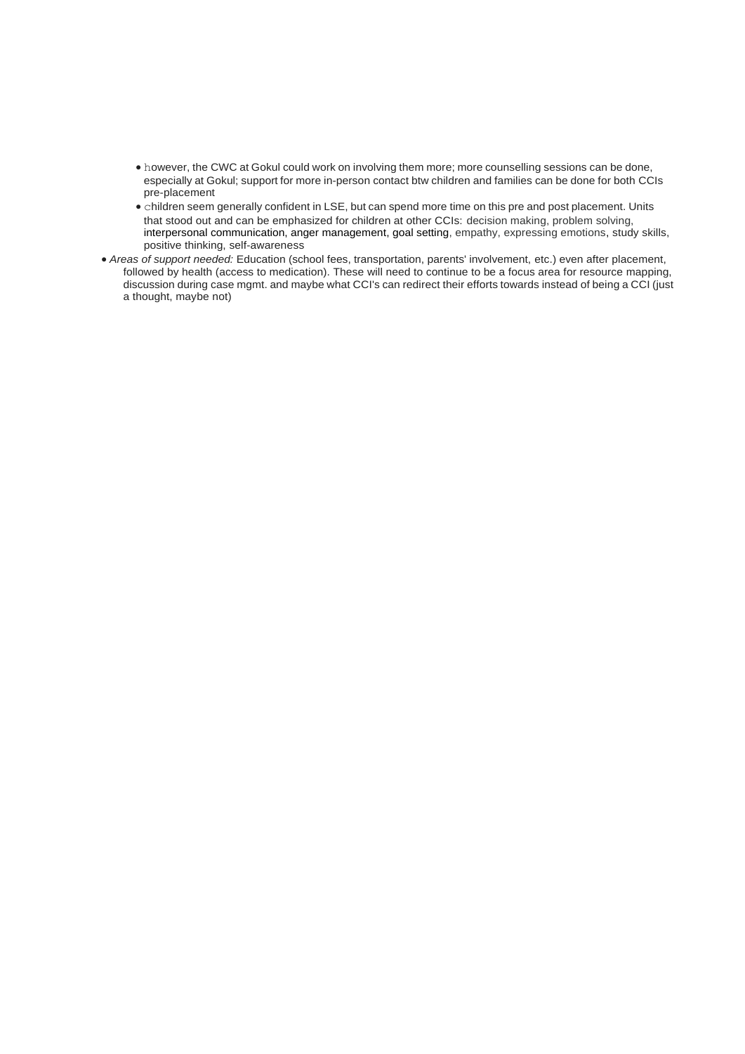- however, the CWC at Gokul could work on involving them more; more counselling sessions can be done, especially at Gokul; support for more in-person contact btw children and families can be done for both CCIs pre-placement
    - children seem generally confident in LSE, but can spend more time on this pre and post placement. Units that stood out and can be emphasized for children at other CCIs: decision making, problem solving, interpersonal communication, anger management, goal setting, empathy, expressing emotions, study skills, positive thinking, self-awareness
- *Areas of support needed:* Education (school fees, transportation, parents' involvement, etc.) even after placement, followed by health (access to medication). These will need to continue to be a focus area for resource mapping, discussion during case mgmt. and maybe what CCI's can redirect their efforts towards instead of being a CCI (just a thought, maybe not)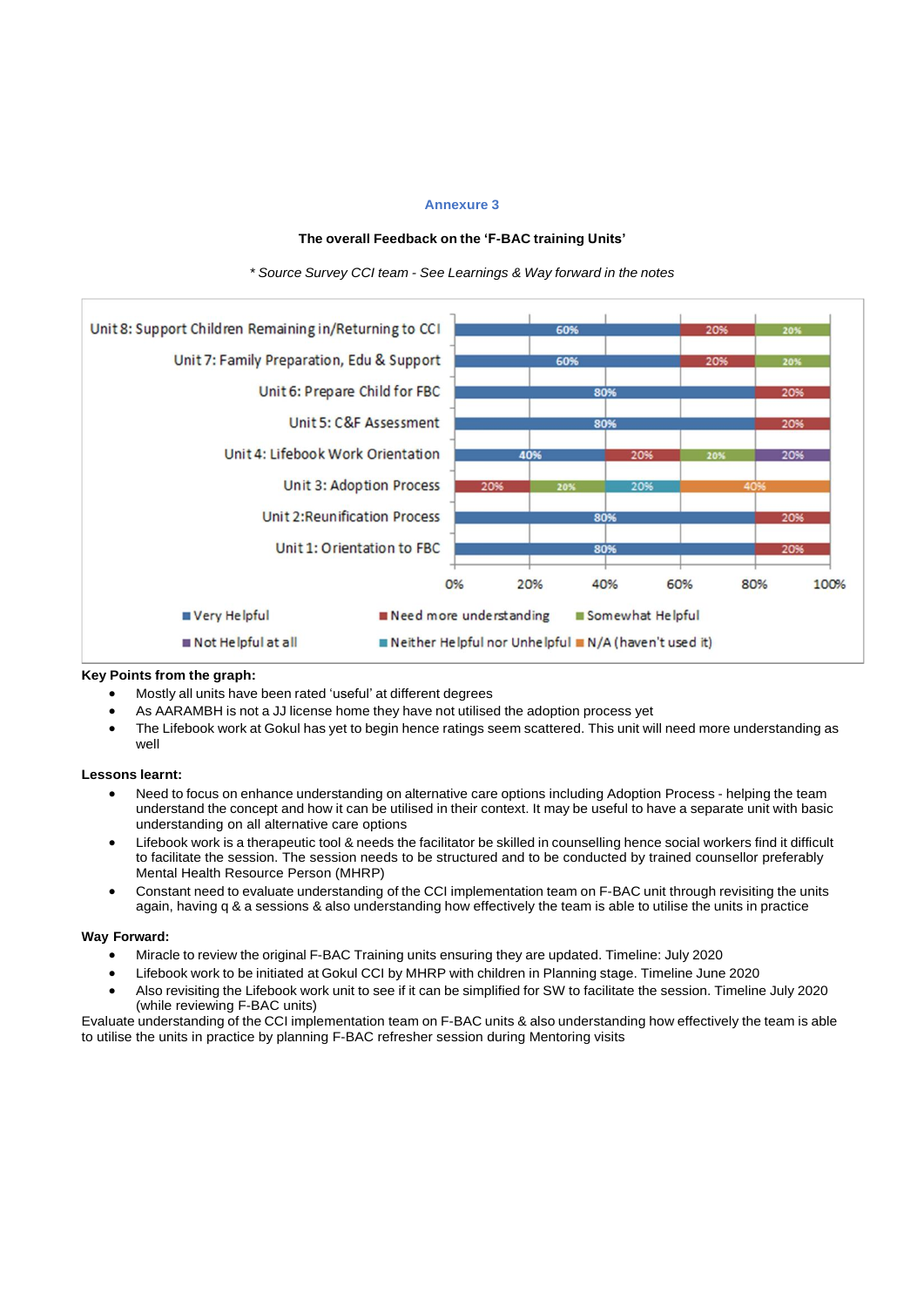### Annexure 3

**The overall Feedback on the 'F-BAC training Units'**

*\* Source Survey CCI team - See Learnings & Way forward in the notes*

| Unit | Very Helpful | Need more understanding | Somewhat Helpful | Not Helpful at all | Neither Helpful nor Unhelpful | N/A (haven't used it) |
|---|---|---|---|---|---|---|
| Unit 8: Support Children Remaining in/Returning to CCI | 60% | 20% | 20% | | | |
| Unit 7: Family Preparation, Edu & Support | 60% | 20% | 20% | | | |
| Unit 6: Prepare Child for FBC | 80% | 20% | | | | |
| Unit 5: C&F Assessment | 80% | 20% | | | | |
| Unit 4: Lifebook Work Orientation | 40% | 20% | 20% | 20% | | |
| Unit 3: Adoption Process | | 20% | 20% | | 20% | 40% |
| Unit 2:Reunification Process | 80% | 20% | | | | |
| Unit 1: Orientation to FBC | 80% | 20% | | | | |

**Key Points from the graph:**

- Mostly all units have been rated 'useful' at different degrees
- As AARAMBH is not a JJ license home they have not utilised the adoption process yet
- The Lifebook work at Gokul has yet to begin hence ratings seem scattered. This unit will need more understanding as well

**Lessons learnt:**

- Need to focus on enhance understanding on alternative care options including Adoption Process - helping the team understand the concept and how it can be utilised in their context. It may be useful to have a separate unit with basic understanding on all alternative care options
- Lifebook work is a therapeutic tool & needs the facilitator be skilled in counselling hence social workers find it difficult to facilitate the session. The session needs to be structured and to be conducted by trained counsellor preferably Mental Health Resource Person (MHRP)
- Constant need to evaluate understanding of the CCI implementation team on F-BAC unit through revisiting the units again, having q & a sessions & also understanding how effectively the team is able to utilise the units in practice

**Way Forward:**

- Miracle to review the original F-BAC Training units ensuring they are updated. Timeline: July 2020
- Lifebook work to be initiated at Gokul CCI by MHRP with children in Planning stage. Timeline June 2020
- Also revisiting the Lifebook work unit to see if it can be simplified for SW to facilitate the session. Timeline July 2020 (while reviewing F-BAC units)

Evaluate understanding of the CCI implementation team on F-BAC units & also understanding how effectively the team is able to utilise the units in practice by planning F-BAC refresher session during Mentoring visits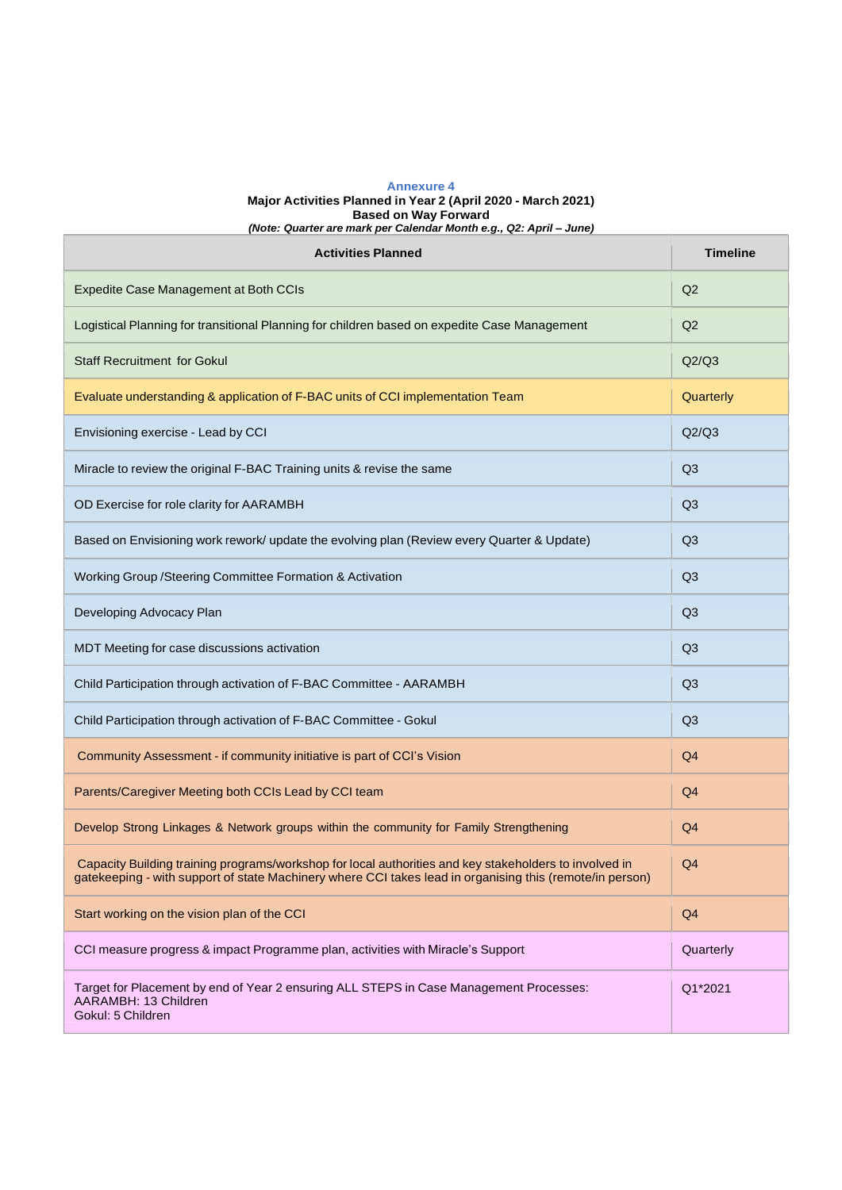**Annexure 4**

**Major Activities Planned in Year 2 (April 2020 - March 2021)**
**Based on Way Forward**
***(Note: Quarter are mark per Calendar Month e.g., Q2: April – June)***

| Activities Planned | Timeline |
|---|---|
| Expedite Case Management at Both CCIs | Q2 |
| Logistical Planning for transitional Planning for children based on expedite Case Management | Q2 |
| Staff Recruitment for Gokul | Q2/Q3 |
| Evaluate understanding & application of F-BAC units of CCI implementation Team | Quarterly |
| Envisioning exercise - Lead by CCI | Q2/Q3 |
| Miracle to review the original F-BAC Training units & revise the same | Q3 |
| OD Exercise for role clarity for AARAMBH | Q3 |
| Based on Envisioning work rework/ update the evolving plan (Review every Quarter & Update) | Q3 |
| Working Group /Steering Committee Formation & Activation | Q3 |
| Developing Advocacy Plan | Q3 |
| MDT Meeting for case discussions activation | Q3 |
| Child Participation through activation of F-BAC Committee - AARAMBH | Q3 |
| Child Participation through activation of F-BAC Committee - Gokul | Q3 |
| Community Assessment - if community initiative is part of CCI's Vision | Q4 |
| Parents/Caregiver Meeting both CCIs Lead by CCI team | Q4 |
| Develop Strong Linkages & Network groups within the community for Family Strengthening | Q4 |
| Capacity Building training programs/workshop for local authorities and key stakeholders to involved in gatekeeping - with support of state Machinery where CCI takes lead in organising this (remote/in person) | Q4 |
| Start working on the vision plan of the CCI | Q4 |
| CCI measure progress & impact Programme plan, activities with Miracle's Support | Quarterly |
| Target for Placement by end of Year 2 ensuring ALL STEPS in Case Management Processes:<br>AARAMBH: 13 Children<br>Gokul: 5 Children | Q1*2021 |